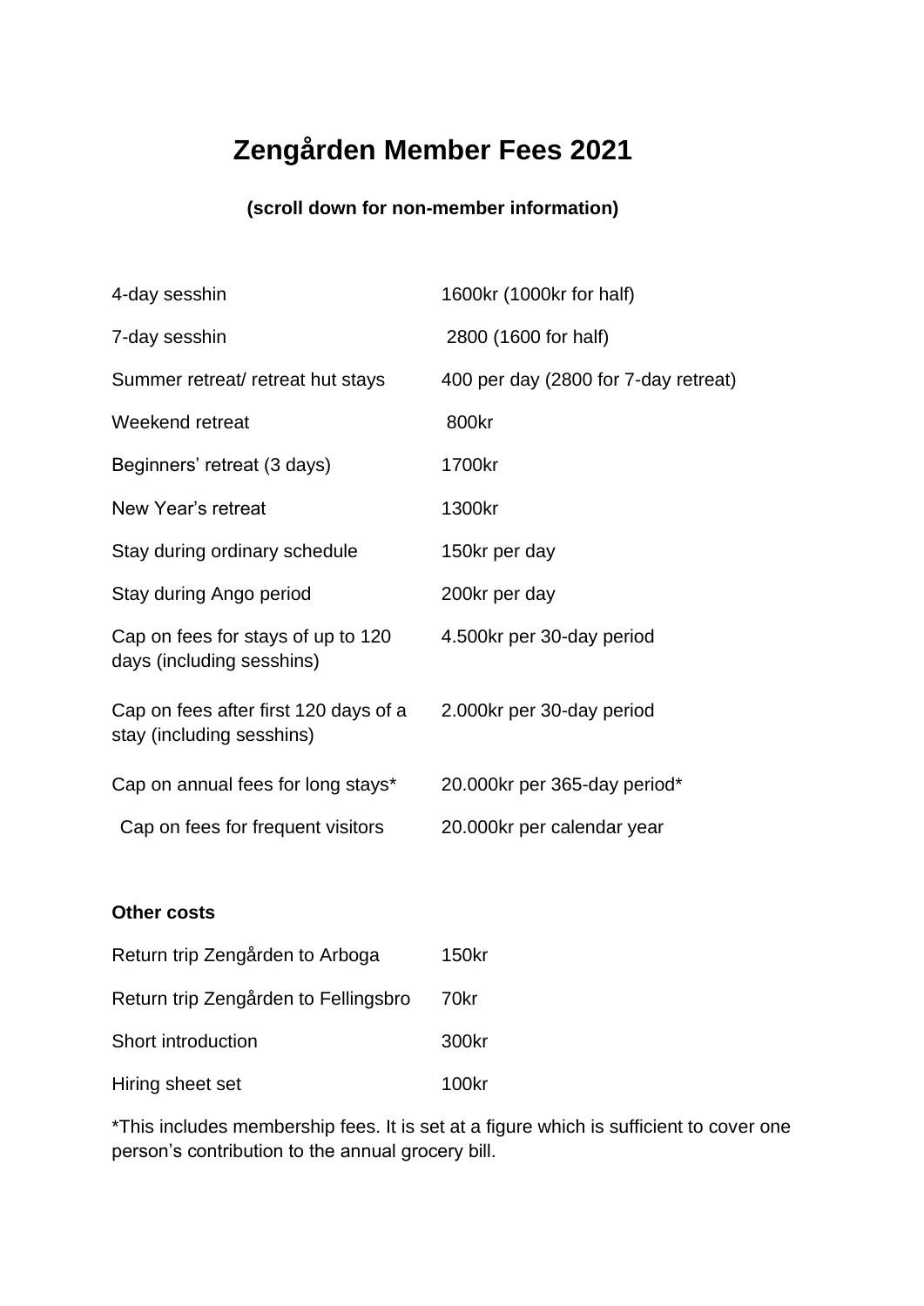# Zengården Member Fees 2021

**(scroll down for non-member information)**

| | |
|---|---|
| 4-day sesshin | 1600kr (1000kr for half) |
| 7-day sesshin | 2800 (1600 for half) |
| Summer retreat/ retreat hut stays | 400 per day (2800 for 7-day retreat) |
| Weekend retreat | 800kr |
| Beginners' retreat (3 days) | 1700kr |
| New Year's retreat | 1300kr |
| Stay during ordinary schedule | 150kr per day |
| Stay during Ango period | 200kr per day |
| Cap on fees for stays of up to 120 days (including sesshins) | 4.500kr per 30-day period |
| Cap on fees after first 120 days of a stay (including sesshins) | 2.000kr per 30-day period |
| Cap on annual fees for long stays* | 20.000kr per 365-day period* |
| Cap on fees for frequent visitors | 20.000kr per calendar year |

**Other costs**

| | |
|---|---|
| Return trip Zengården to Arboga | 150kr |
| Return trip Zengården to Fellingsbro | 70kr |
| Short introduction | 300kr |
| Hiring sheet set | 100kr |

*This includes membership fees. It is set at a figure which is sufficient to cover one person's contribution to the annual grocery bill.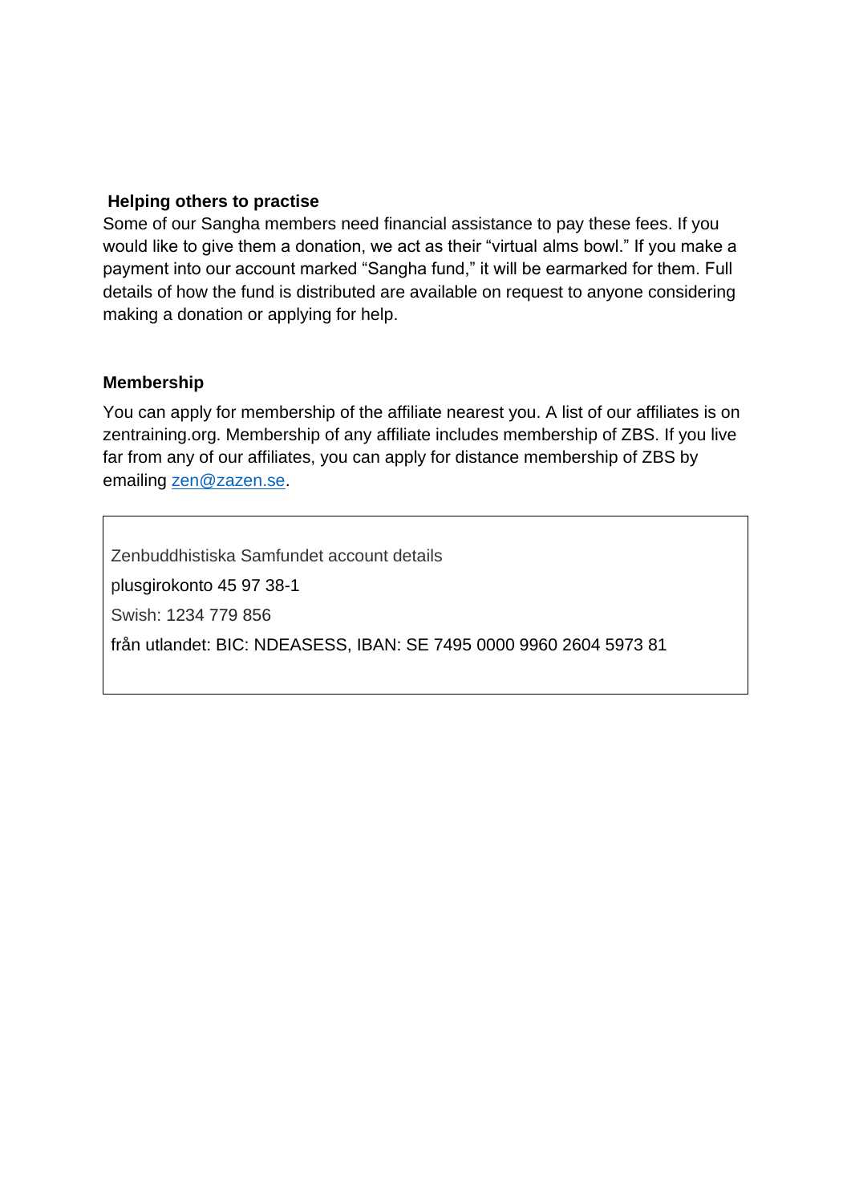**Helping others to practise**

Some of our Sangha members need financial assistance to pay these fees. If you would like to give them a donation, we act as their "virtual alms bowl." If you make a payment into our account marked "Sangha fund," it will be earmarked for them. Full details of how the fund is distributed are available on request to anyone considering making a donation or applying for help.

**Membership**

You can apply for membership of the affiliate nearest you. A list of our affiliates is on zentraining.org. Membership of any affiliate includes membership of ZBS. If you live far from any of our affiliates, you can apply for distance membership of ZBS by emailing zen@zazen.se.

Zenbuddhistiska Samfundet account details

plusgirokonto 45 97 38-1

Swish: 1234 779 856

från utlandet: BIC: NDEASESS, IBAN: SE 7495 0000 9960 2604 5973 81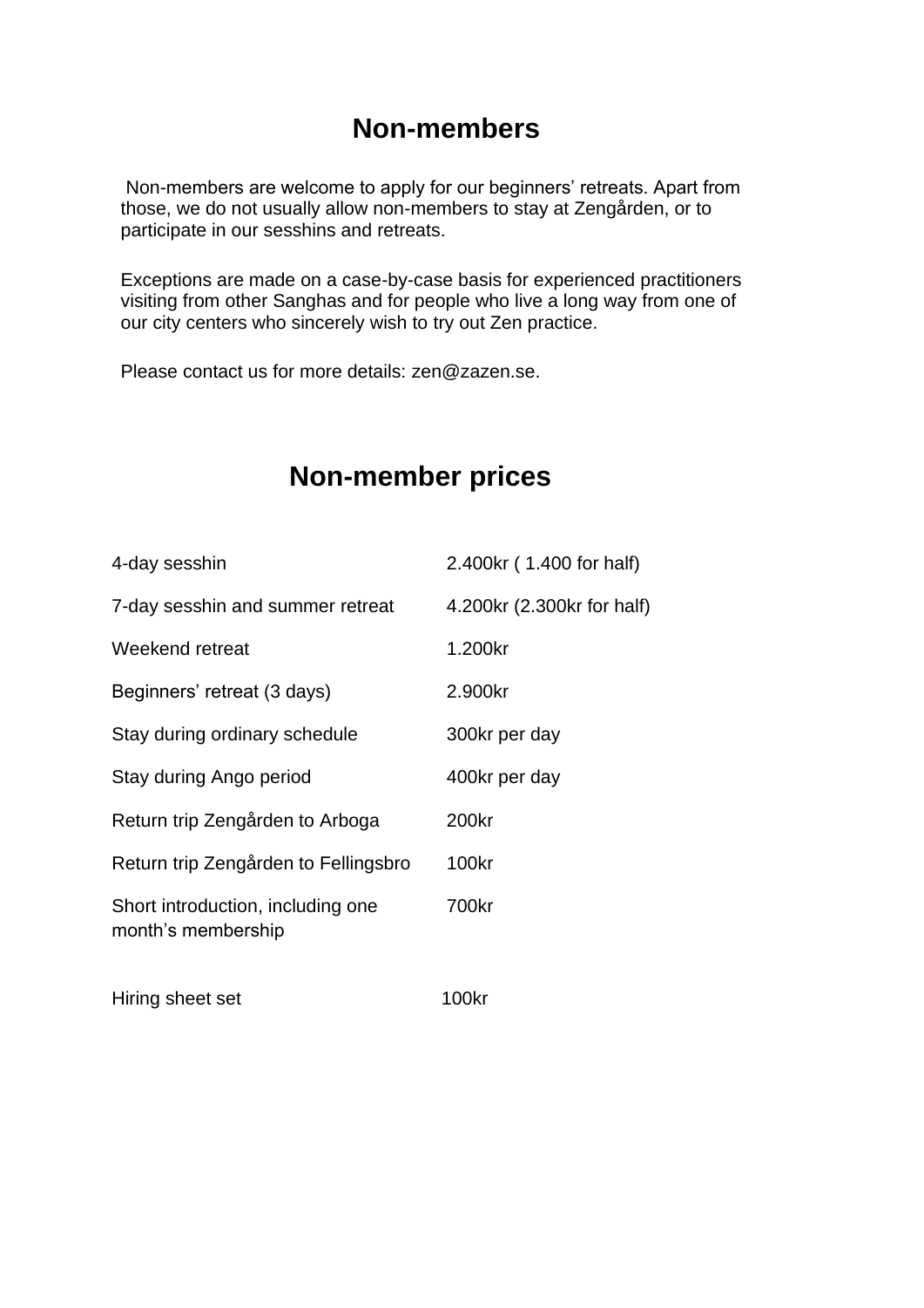## Non-members

Non-members are welcome to apply for our beginners' retreats. Apart from those, we do not usually allow non-members to stay at Zengården, or to participate in our sesshins and retreats.

Exceptions are made on a case-by-case basis for experienced practitioners visiting from other Sanghas and for people who live a long way from one of our city centers who sincerely wish to try out Zen practice.

Please contact us for more details: zen@zazen.se.

## Non-member prices

| | |
|---|---|
| 4-day sesshin | 2.400kr ( 1.400 for half) |
| 7-day sesshin and summer retreat | 4.200kr (2.300kr for half) |
| Weekend retreat | 1.200kr |
| Beginners' retreat (3 days) | 2.900kr |
| Stay during ordinary schedule | 300kr per day |
| Stay during Ango period | 400kr per day |
| Return trip Zengården to Arboga | 200kr |
| Return trip Zengården to Fellingsbro | 100kr |
| Short introduction, including one month's membership | 700kr |
| Hiring sheet set | 100kr |